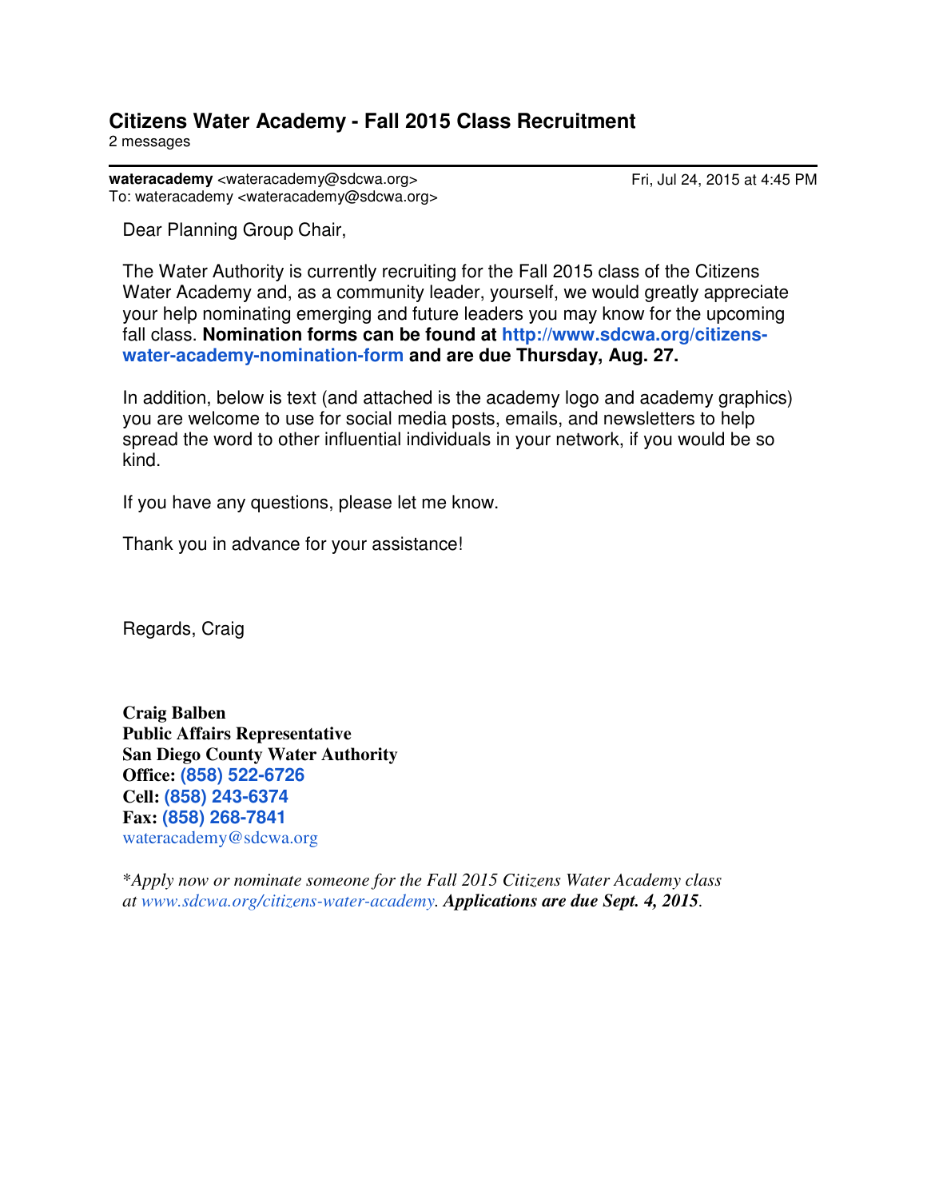# Citizens Water Academy - Fall 2015 Class Recruitment

2 messages

---

**wateracademy** <wateracademy@sdcwa.org> — Fri, Jul 24, 2015 at 4:45 PM

To: wateracademy <wateracademy@sdcwa.org>

Dear Planning Group Chair,

The Water Authority is currently recruiting for the Fall 2015 class of the Citizens Water Academy and, as a community leader, yourself, we would greatly appreciate your help nominating emerging and future leaders you may know for the upcoming fall class. **Nomination forms can be found at http://www.sdcwa.org/citizens-water-academy-nomination-form and are due Thursday, Aug. 27.**

In addition, below is text (and attached is the academy logo and academy graphics) you are welcome to use for social media posts, emails, and newsletters to help spread the word to other influential individuals in your network, if you would be so kind.

If you have any questions, please let me know.

Thank you in advance for your assistance!

Regards, Craig

**Craig Balben**
**Public Affairs Representative**
**San Diego County Water Authority**
**Office: (858) 522-6726**
**Cell: (858) 243-6374**
**Fax: (858) 268-7841**
wateracademy@sdcwa.org

**Apply now or nominate someone for the Fall 2015 Citizens Water Academy class at www.sdcwa.org/citizens-water-academy. **Applications are due Sept. 4, 2015**.*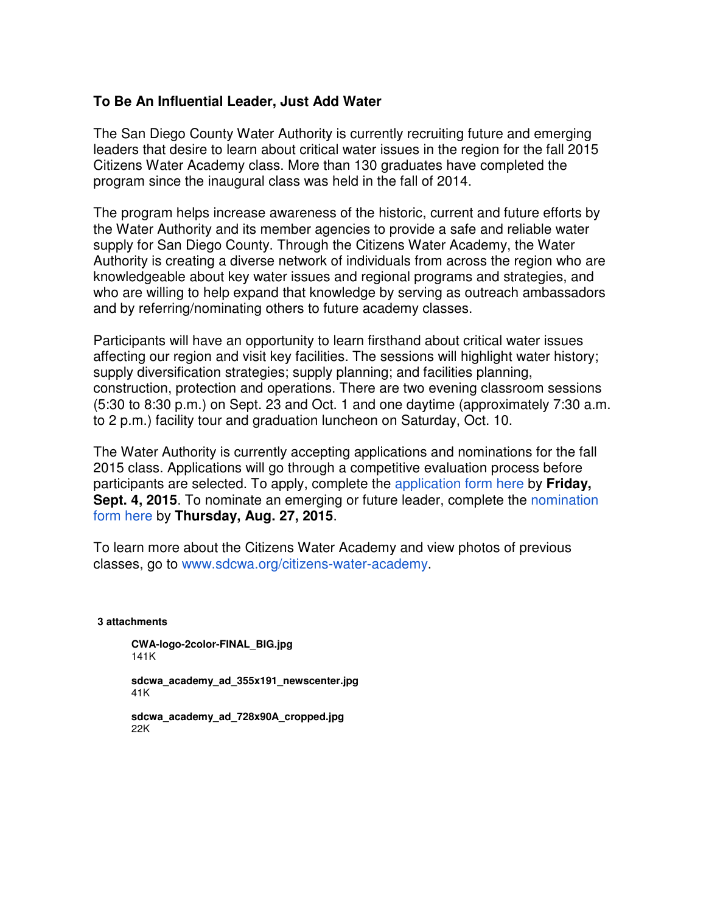**To Be An Influential Leader, Just Add Water**

The San Diego County Water Authority is currently recruiting future and emerging leaders that desire to learn about critical water issues in the region for the fall 2015 Citizens Water Academy class. More than 130 graduates have completed the program since the inaugural class was held in the fall of 2014.

The program helps increase awareness of the historic, current and future efforts by the Water Authority and its member agencies to provide a safe and reliable water supply for San Diego County. Through the Citizens Water Academy, the Water Authority is creating a diverse network of individuals from across the region who are knowledgeable about key water issues and regional programs and strategies, and who are willing to help expand that knowledge by serving as outreach ambassadors and by referring/nominating others to future academy classes.

Participants will have an opportunity to learn firsthand about critical water issues affecting our region and visit key facilities. The sessions will highlight water history; supply diversification strategies; supply planning; and facilities planning, construction, protection and operations. There are two evening classroom sessions (5:30 to 8:30 p.m.) on Sept. 23 and Oct. 1 and one daytime (approximately 7:30 a.m. to 2 p.m.) facility tour and graduation luncheon on Saturday, Oct. 10.

The Water Authority is currently accepting applications and nominations for the fall 2015 class. Applications will go through a competitive evaluation process before participants are selected. To apply, complete the application form here by **Friday, Sept. 4, 2015**. To nominate an emerging or future leader, complete the nomination form here by **Thursday, Aug. 27, 2015**.

To learn more about the Citizens Water Academy and view photos of previous classes, go to www.sdcwa.org/citizens-water-academy.

**3 attachments**

**CWA-logo-2color-FINAL_BIG.jpg**
141K

**sdcwa_academy_ad_355x191_newscenter.jpg**
41K

**sdcwa_academy_ad_728x90A_cropped.jpg**
22K